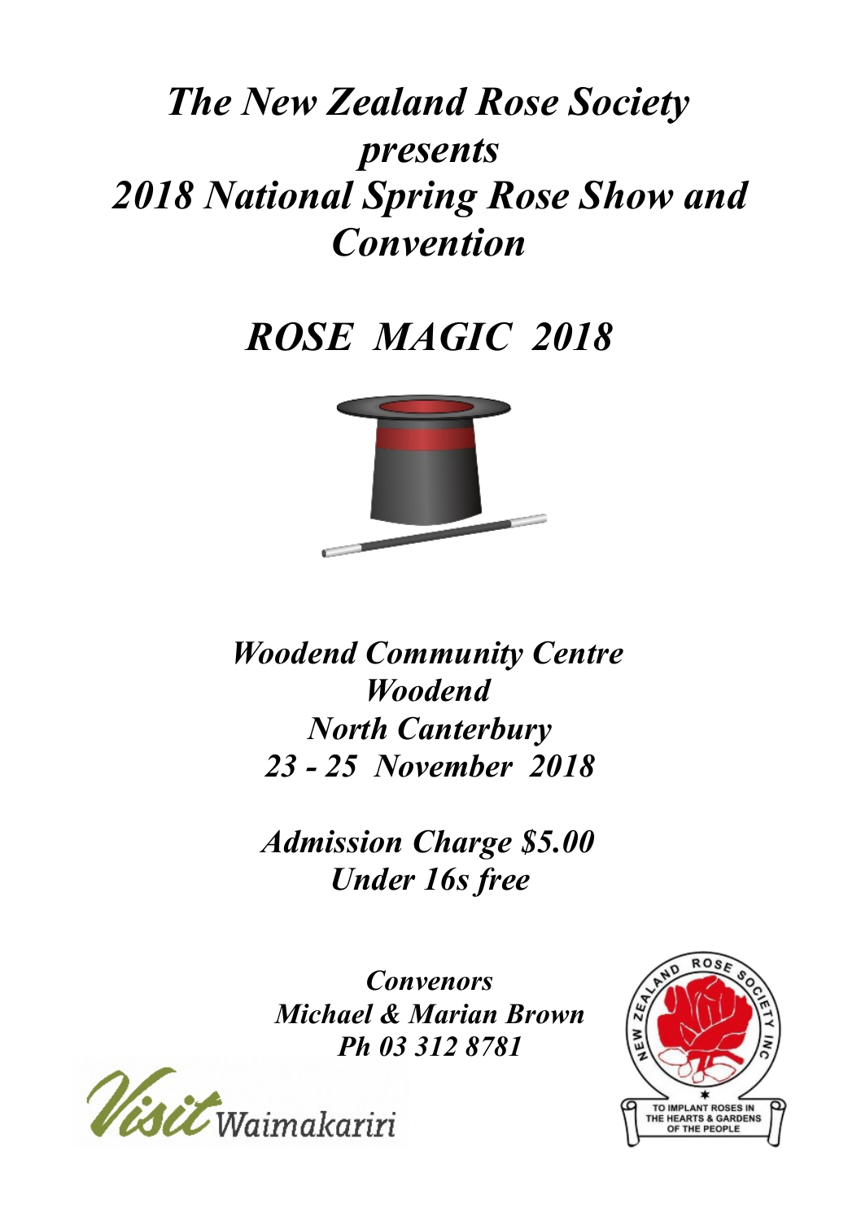# *The New Zealand Rose Society presents 2018 National Spring Rose Show and Convention*

# *ROSE MAGIC 2018*

***Woodend Community Centre***
***Woodend***
***North Canterbury***
***23 - 25 November 2018***

***Admission Charge $5.00***
***Under 16s free***

***Convenors***
***Michael & Marian Brown***
***Ph 03 312 8781***

Visit Waimakariri

NEW ZEALAND ROSE SOCIETY INC

TO IMPLANT ROSES IN THE HEARTS & GARDENS OF THE PEOPLE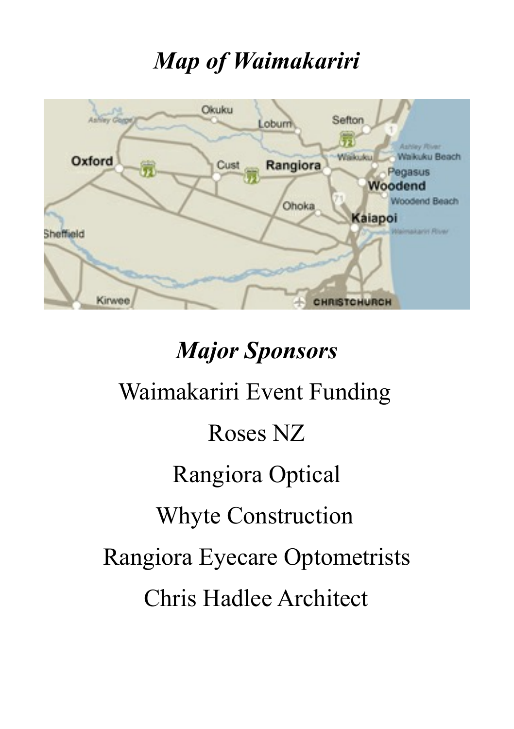# *Map of Waimakariri*

# *Major Sponsors*

Waimakariri Event Funding

Roses NZ

Rangiora Optical

Whyte Construction

Rangiora Eyecare Optometrists

Chris Hadlee Architect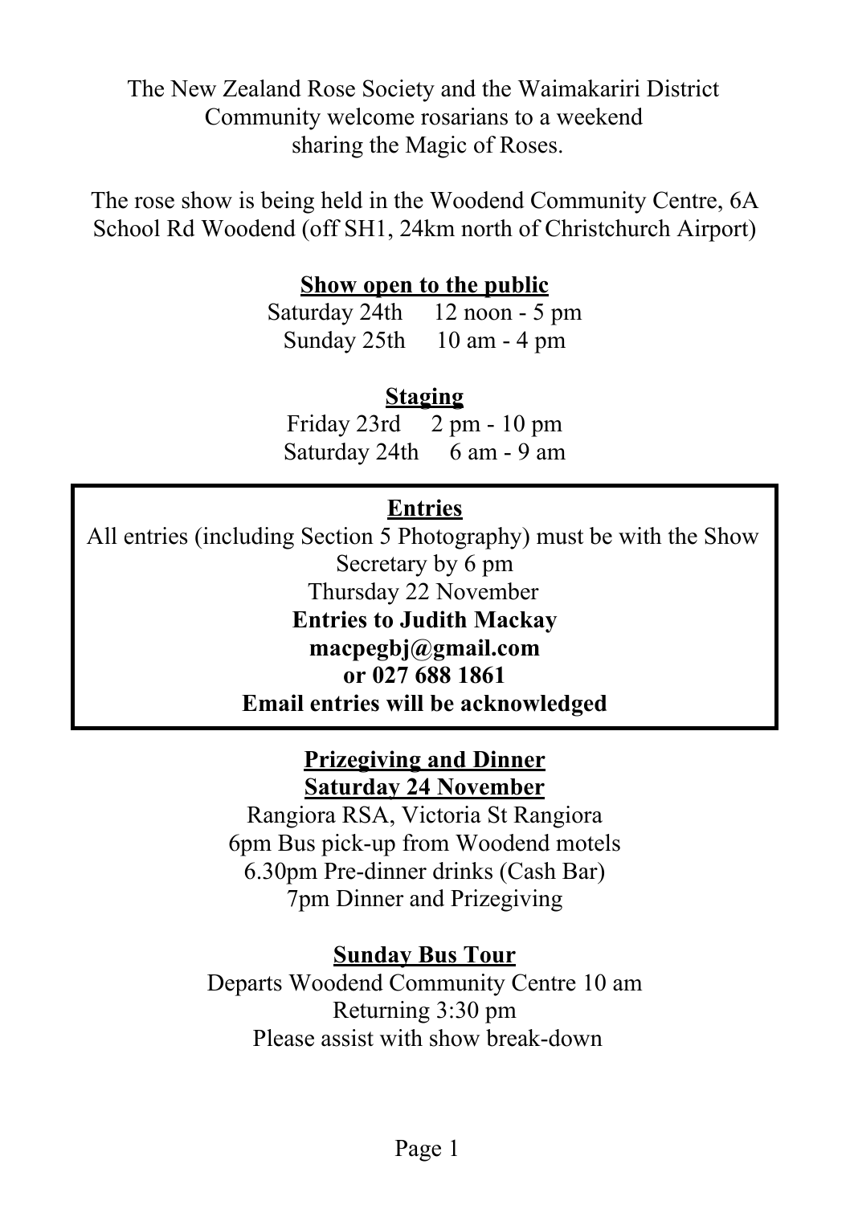The New Zealand Rose Society and the Waimakariri District Community welcome rosarians to a weekend sharing the Magic of Roses.

The rose show is being held in the Woodend Community Centre, 6A School Rd Woodend (off SH1, 24km north of Christchurch Airport)

## Show open to the public

Saturday 24th 12 noon - 5 pm
Sunday 25th 10 am - 4 pm

## Staging

Friday 23rd 2 pm - 10 pm
Saturday 24th 6 am - 9 am

## Entries

All entries (including Section 5 Photography) must be with the Show Secretary by 6 pm
Thursday 22 November

**Entries to Judith Mackay**
**macpegbj@gmail.com**
**or 027 688 1861**
**Email entries will be acknowledged**

## Prizegiving and Dinner
## Saturday 24 November

Rangiora RSA, Victoria St Rangiora
6pm Bus pick-up from Woodend motels
6.30pm Pre-dinner drinks (Cash Bar)
7pm Dinner and Prizegiving

## Sunday Bus Tour

Departs Woodend Community Centre 10 am
Returning 3:30 pm
Please assist with show break-down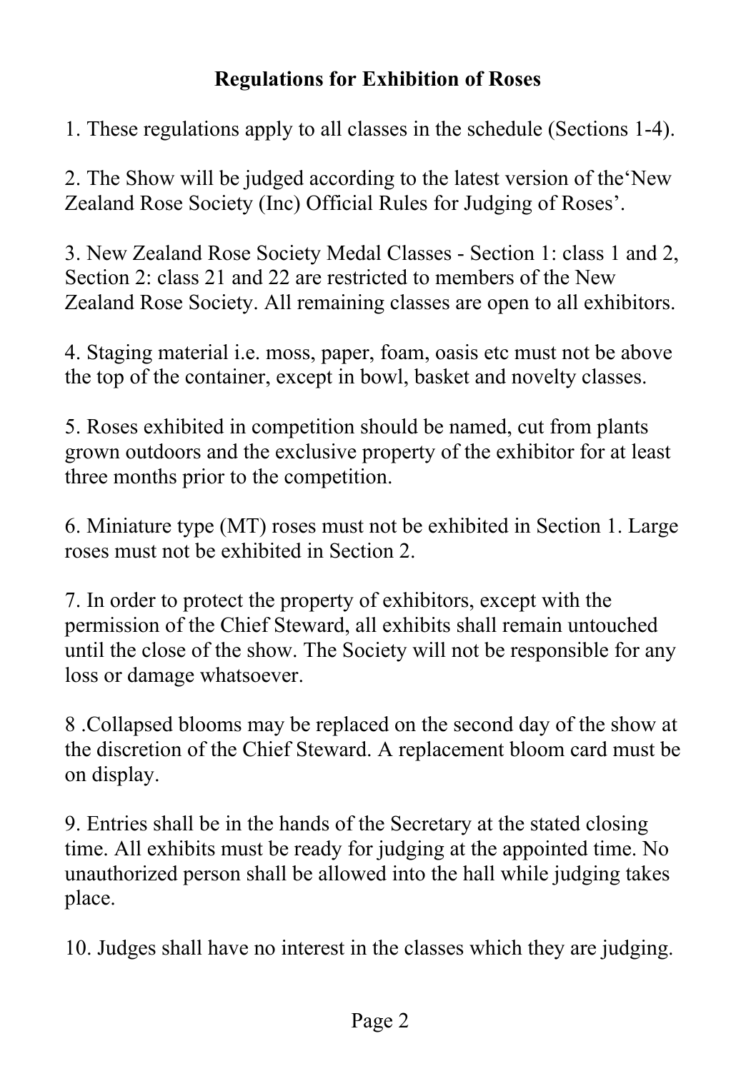## Regulations for Exhibition of Roses

1. These regulations apply to all classes in the schedule (Sections 1-4).

2. The Show will be judged according to the latest version of the'New Zealand Rose Society (Inc) Official Rules for Judging of Roses'.

3. New Zealand Rose Society Medal Classes - Section 1: class 1 and 2, Section 2: class 21 and 22 are restricted to members of the New Zealand Rose Society. All remaining classes are open to all exhibitors.

4. Staging material i.e. moss, paper, foam, oasis etc must not be above the top of the container, except in bowl, basket and novelty classes.

5. Roses exhibited in competition should be named, cut from plants grown outdoors and the exclusive property of the exhibitor for at least three months prior to the competition.

6. Miniature type (MT) roses must not be exhibited in Section 1. Large roses must not be exhibited in Section 2.

7. In order to protect the property of exhibitors, except with the permission of the Chief Steward, all exhibits shall remain untouched until the close of the show. The Society will not be responsible for any loss or damage whatsoever.

8 .Collapsed blooms may be replaced on the second day of the show at the discretion of the Chief Steward. A replacement bloom card must be on display.

9. Entries shall be in the hands of the Secretary at the stated closing time. All exhibits must be ready for judging at the appointed time. No unauthorized person shall be allowed into the hall while judging takes place.

10. Judges shall have no interest in the classes which they are judging.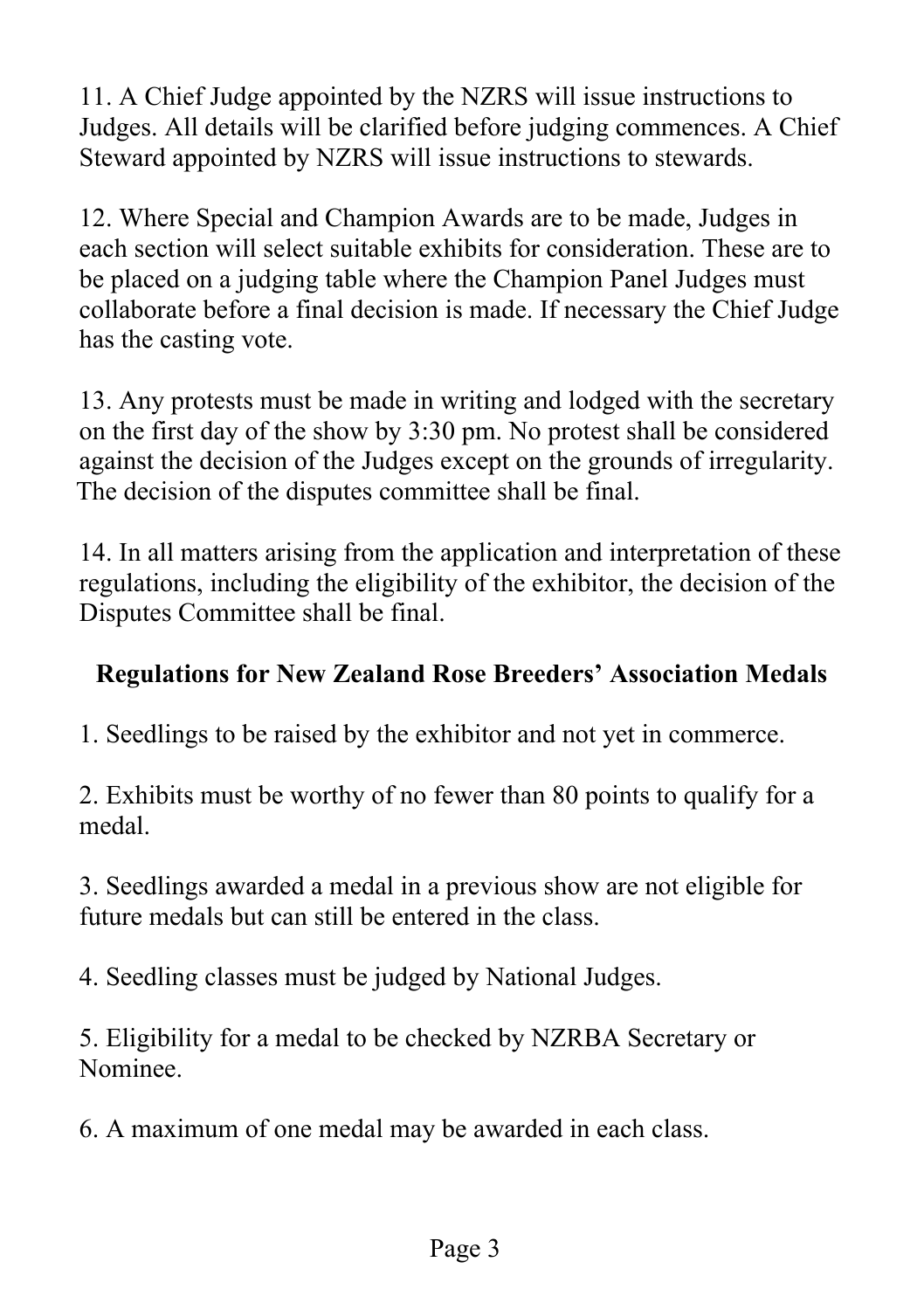11. A Chief Judge appointed by the NZRS will issue instructions to Judges. All details will be clarified before judging commences. A Chief Steward appointed by NZRS will issue instructions to stewards.

12. Where Special and Champion Awards are to be made, Judges in each section will select suitable exhibits for consideration. These are to be placed on a judging table where the Champion Panel Judges must collaborate before a final decision is made. If necessary the Chief Judge has the casting vote.

13. Any protests must be made in writing and lodged with the secretary on the first day of the show by 3:30 pm. No protest shall be considered against the decision of the Judges except on the grounds of irregularity. The decision of the disputes committee shall be final.

14. In all matters arising from the application and interpretation of these regulations, including the eligibility of the exhibitor, the decision of the Disputes Committee shall be final.

## Regulations for New Zealand Rose Breeders' Association Medals

1. Seedlings to be raised by the exhibitor and not yet in commerce.

2. Exhibits must be worthy of no fewer than 80 points to qualify for a medal.

3. Seedlings awarded a medal in a previous show are not eligible for future medals but can still be entered in the class.

4. Seedling classes must be judged by National Judges.

5. Eligibility for a medal to be checked by NZRBA Secretary or Nominee.

6. A maximum of one medal may be awarded in each class.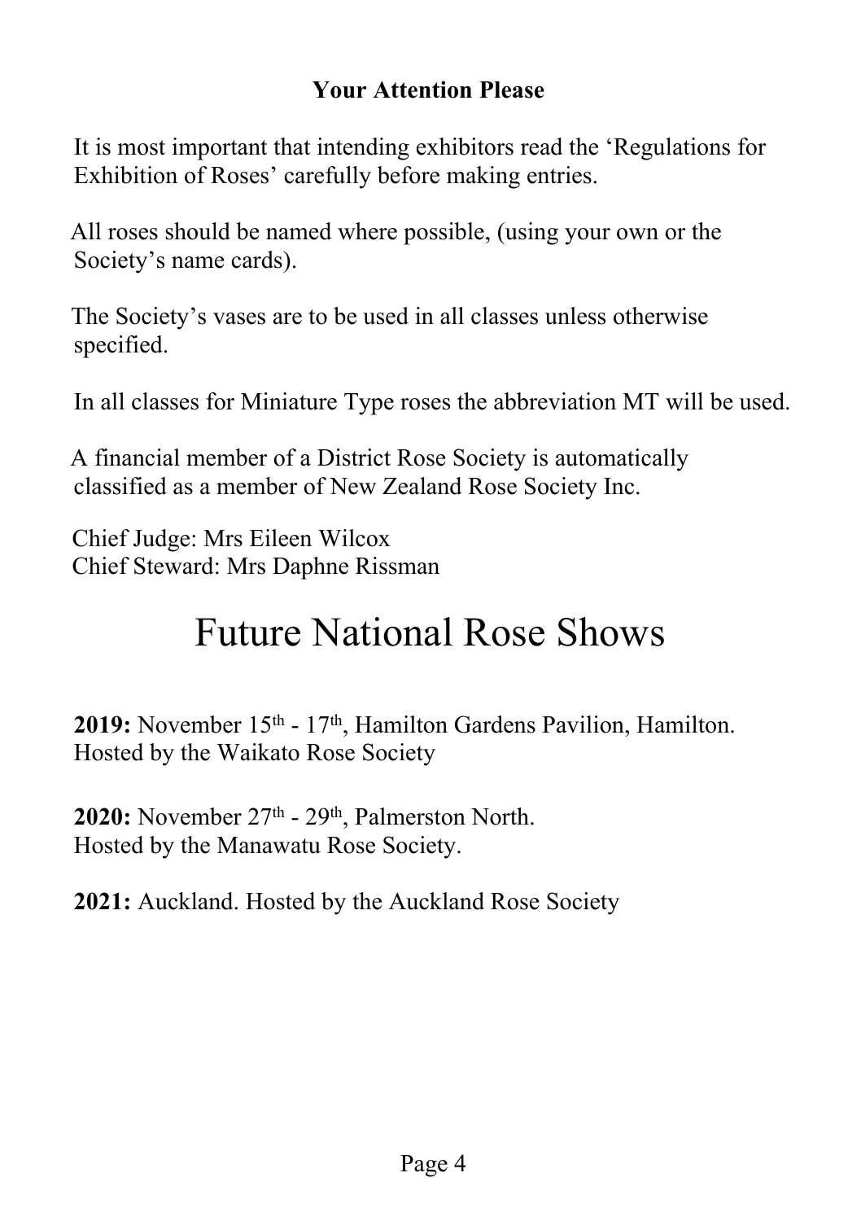**Your Attention Please**

It is most important that intending exhibitors read the 'Regulations for Exhibition of Roses' carefully before making entries.

All roses should be named where possible, (using your own or the Society's name cards).

The Society's vases are to be used in all classes unless otherwise specified.

In all classes for Miniature Type roses the abbreviation MT will be used.

A financial member of a District Rose Society is automatically classified as a member of New Zealand Rose Society Inc.

Chief Judge: Mrs Eileen Wilcox
Chief Steward: Mrs Daphne Rissman

# Future National Rose Shows

**2019:** November 15th - 17th, Hamilton Gardens Pavilion, Hamilton. Hosted by the Waikato Rose Society

**2020:** November 27th - 29th, Palmerston North. Hosted by the Manawatu Rose Society.

**2021:** Auckland. Hosted by the Auckland Rose Society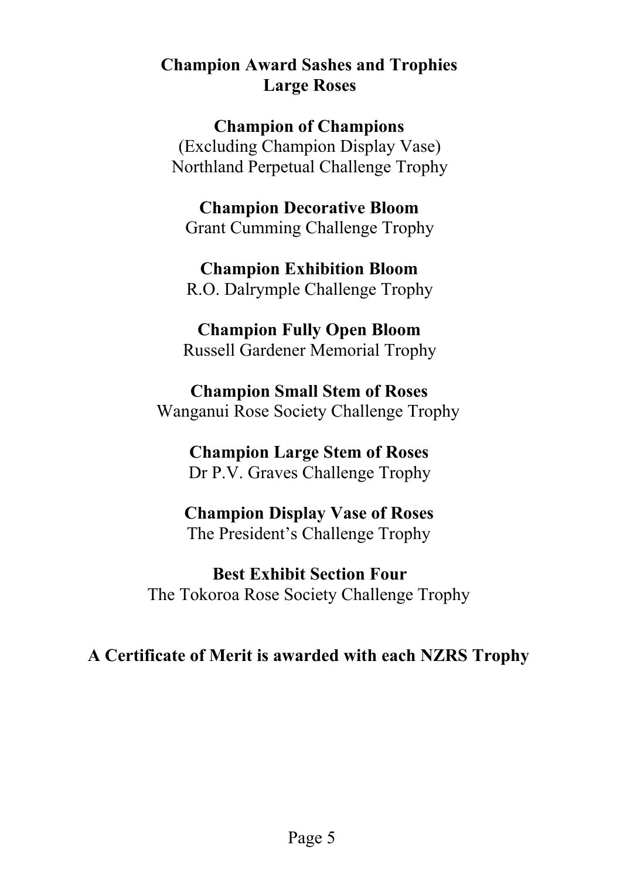## Champion Award Sashes and Trophies
## Large Roses

**Champion of Champions**
(Excluding Champion Display Vase)
Northland Perpetual Challenge Trophy

**Champion Decorative Bloom**
Grant Cumming Challenge Trophy

**Champion Exhibition Bloom**
R.O. Dalrymple Challenge Trophy

**Champion Fully Open Bloom**
Russell Gardener Memorial Trophy

**Champion Small Stem of Roses**
Wanganui Rose Society Challenge Trophy

**Champion Large Stem of Roses**
Dr P.V. Graves Challenge Trophy

**Champion Display Vase of Roses**
The President's Challenge Trophy

**Best Exhibit Section Four**
The Tokoroa Rose Society Challenge Trophy

**A Certificate of Merit is awarded with each NZRS Trophy**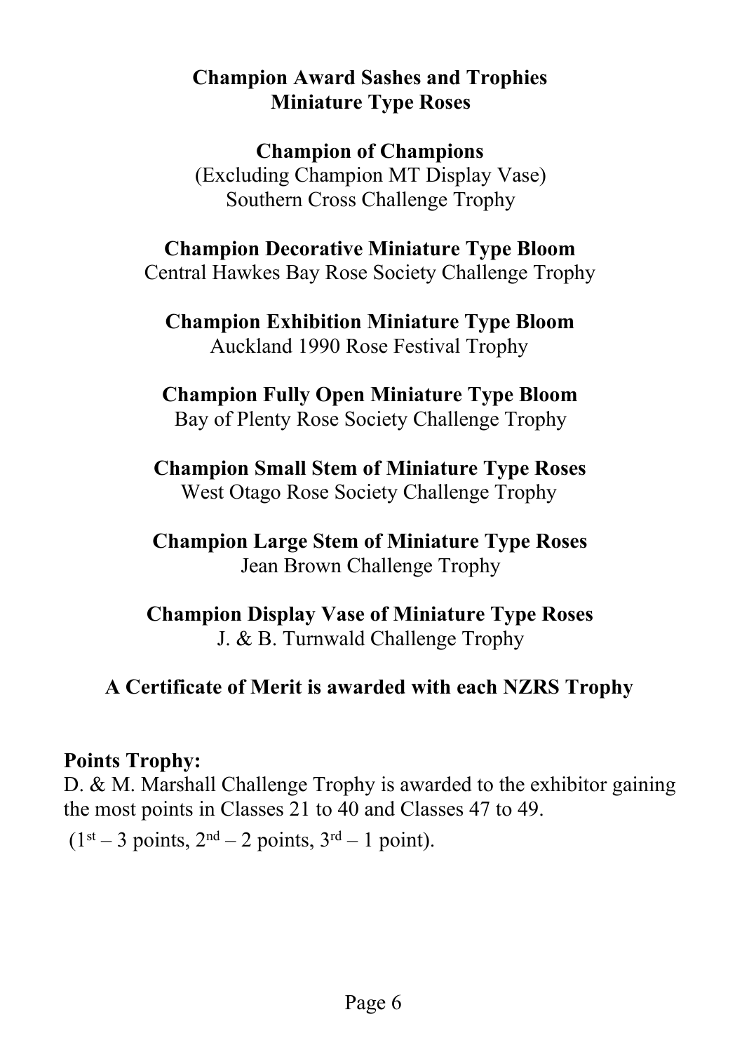## Champion Award Sashes and Trophies
## Miniature Type Roses

**Champion of Champions**
(Excluding Champion MT Display Vase)
Southern Cross Challenge Trophy

**Champion Decorative Miniature Type Bloom**
Central Hawkes Bay Rose Society Challenge Trophy

**Champion Exhibition Miniature Type Bloom**
Auckland 1990 Rose Festival Trophy

**Champion Fully Open Miniature Type Bloom**
Bay of Plenty Rose Society Challenge Trophy

**Champion Small Stem of Miniature Type Roses**
West Otago Rose Society Challenge Trophy

**Champion Large Stem of Miniature Type Roses**
Jean Brown Challenge Trophy

**Champion Display Vase of Miniature Type Roses**
J. & B. Turnwald Challenge Trophy

**A Certificate of Merit is awarded with each NZRS Trophy**

**Points Trophy:**
D. & M. Marshall Challenge Trophy is awarded to the exhibitor gaining the most points in Classes 21 to 40 and Classes 47 to 49.
($1^{st}$ – 3 points, $2^{nd}$ – 2 points, $3^{rd}$ – 1 point).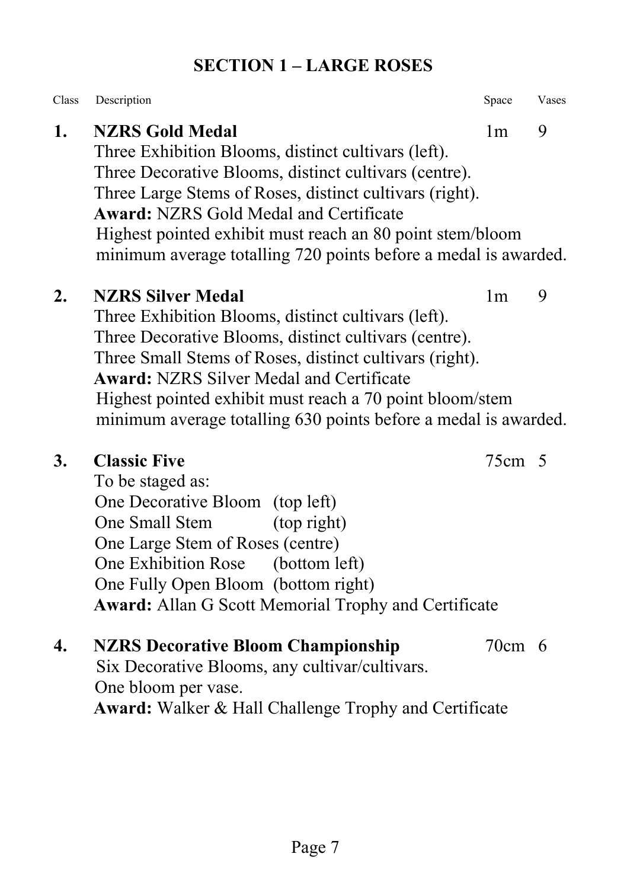## SECTION 1 – LARGE ROSES

| Class | Description | Space | Vases |
|---|---|---|---|
| **1.** | **NZRS Gold Medal** | 1m | 9 |

Three Exhibition Blooms, distinct cultivars (left).
Three Decorative Blooms, distinct cultivars (centre).
Three Large Stems of Roses, distinct cultivars (right).
**Award:** NZRS Gold Medal and Certificate
Highest pointed exhibit must reach an 80 point stem/bloom minimum average totalling 720 points before a medal is awarded.

| Class | Description | Space | Vases |
|---|---|---|---|
| **2.** | **NZRS Silver Medal** | 1m | 9 |

Three Exhibition Blooms, distinct cultivars (left).
Three Decorative Blooms, distinct cultivars (centre).
Three Small Stems of Roses, distinct cultivars (right).
**Award:** NZRS Silver Medal and Certificate
Highest pointed exhibit must reach a 70 point bloom/stem minimum average totalling 630 points before a medal is awarded.

| Class | Description | Space | Vases |
|---|---|---|---|
| **3.** | **Classic Five** | 75cm | 5 |

To be staged as:
One Decorative Bloom (top left)
One Small Stem (top right)
One Large Stem of Roses (centre)
One Exhibition Rose (bottom left)
One Fully Open Bloom (bottom right)
**Award:** Allan G Scott Memorial Trophy and Certificate

| Class | Description | Space | Vases |
|---|---|---|---|
| **4.** | **NZRS Decorative Bloom Championship** | 70cm | 6 |

Six Decorative Blooms, any cultivar/cultivars.
One bloom per vase.
**Award:** Walker & Hall Challenge Trophy and Certificate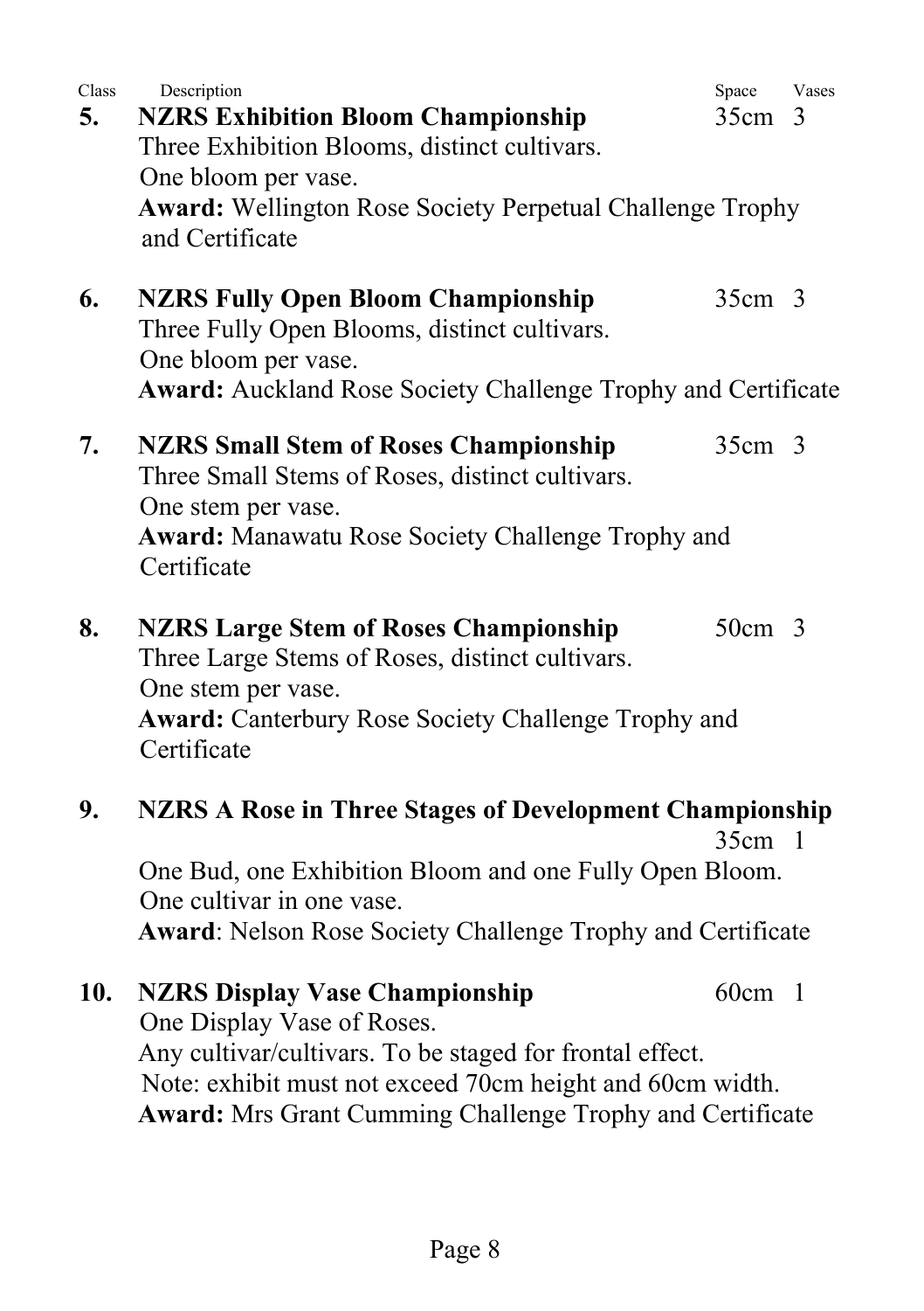Class Description Space Vases

**5. NZRS Exhibition Bloom Championship** 35cm 3

Three Exhibition Blooms, distinct cultivars.
One bloom per vase.
**Award:** Wellington Rose Society Perpetual Challenge Trophy and Certificate

**6. NZRS Fully Open Bloom Championship** 35cm 3

Three Fully Open Blooms, distinct cultivars.
One bloom per vase.
**Award:** Auckland Rose Society Challenge Trophy and Certificate

**7. NZRS Small Stem of Roses Championship** 35cm 3

Three Small Stems of Roses, distinct cultivars.
One stem per vase.
**Award:** Manawatu Rose Society Challenge Trophy and Certificate

**8. NZRS Large Stem of Roses Championship** 50cm 3

Three Large Stems of Roses, distinct cultivars.
One stem per vase.
**Award:** Canterbury Rose Society Challenge Trophy and Certificate

**9. NZRS A Rose in Three Stages of Development Championship** 35cm 1

One Bud, one Exhibition Bloom and one Fully Open Bloom.
One cultivar in one vase.
**Award**: Nelson Rose Society Challenge Trophy and Certificate

**10. NZRS Display Vase Championship** 60cm 1

One Display Vase of Roses.
Any cultivar/cultivars. To be staged for frontal effect.
Note: exhibit must not exceed 70cm height and 60cm width.
**Award:** Mrs Grant Cumming Challenge Trophy and Certificate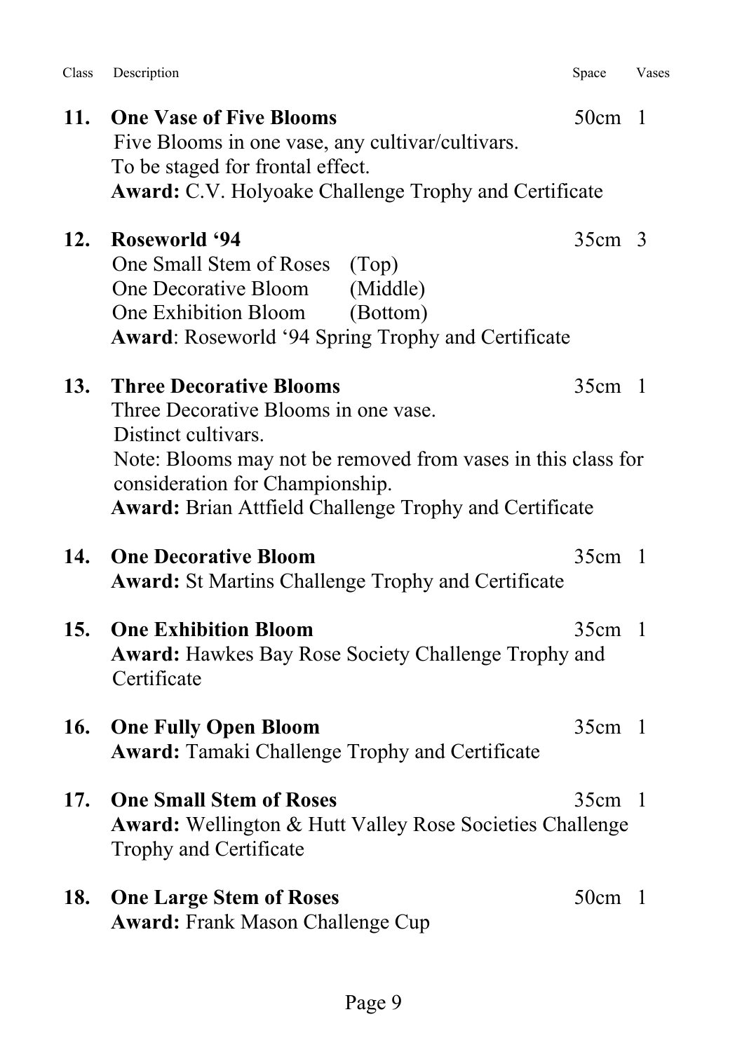| Class | Description | Space | Vases |
|---|---|---|---|

**11. One Vase of Five Blooms** — 50cm — 1

Five Blooms in one vase, any cultivar/cultivars.
To be staged for frontal effect.
**Award:** C.V. Holyoake Challenge Trophy and Certificate

**12. Roseworld '94** — 35cm — 3

One Small Stem of Roses (Top)
One Decorative Bloom (Middle)
One Exhibition Bloom (Bottom)
**Award**: Roseworld '94 Spring Trophy and Certificate

**13. Three Decorative Blooms** — 35cm — 1

Three Decorative Blooms in one vase.
Distinct cultivars.
Note: Blooms may not be removed from vases in this class for consideration for Championship.
**Award:** Brian Attfield Challenge Trophy and Certificate

**14. One Decorative Bloom** — 35cm — 1

**Award:** St Martins Challenge Trophy and Certificate

**15. One Exhibition Bloom** — 35cm — 1

**Award:** Hawkes Bay Rose Society Challenge Trophy and Certificate

**16. One Fully Open Bloom** — 35cm — 1

**Award:** Tamaki Challenge Trophy and Certificate

**17. One Small Stem of Roses** — 35cm — 1

**Award:** Wellington & Hutt Valley Rose Societies Challenge Trophy and Certificate

**18. One Large Stem of Roses** — 50cm — 1

**Award:** Frank Mason Challenge Cup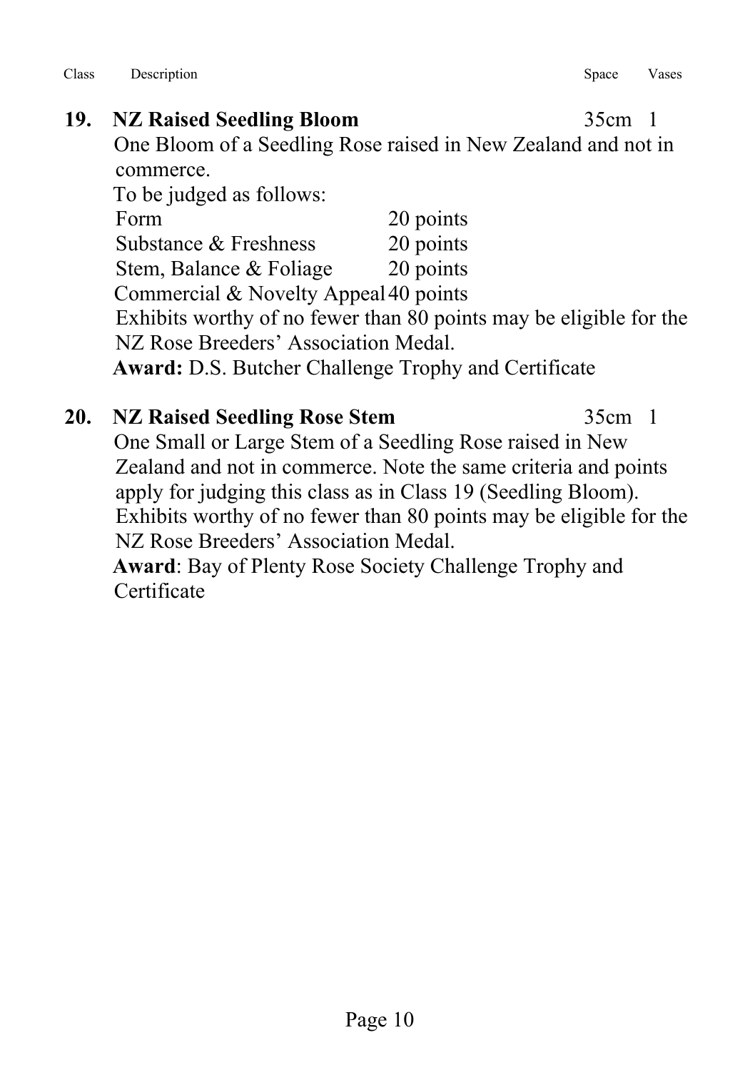Class Description Space Vases

**19. NZ Raised Seedling Bloom** 35cm 1

One Bloom of a Seedling Rose raised in New Zealand and not in commerce.

To be judged as follows:

| | |
|---|---|
| Form | 20 points |
| Substance & Freshness | 20 points |
| Stem, Balance & Foliage | 20 points |
| Commercial & Novelty Appeal | 40 points |

Exhibits worthy of no fewer than 80 points may be eligible for the NZ Rose Breeders' Association Medal.

**Award:** D.S. Butcher Challenge Trophy and Certificate

**20. NZ Raised Seedling Rose Stem** 35cm 1

One Small or Large Stem of a Seedling Rose raised in New Zealand and not in commerce. Note the same criteria and points apply for judging this class as in Class 19 (Seedling Bloom). Exhibits worthy of no fewer than 80 points may be eligible for the NZ Rose Breeders' Association Medal.

**Award**: Bay of Plenty Rose Society Challenge Trophy and Certificate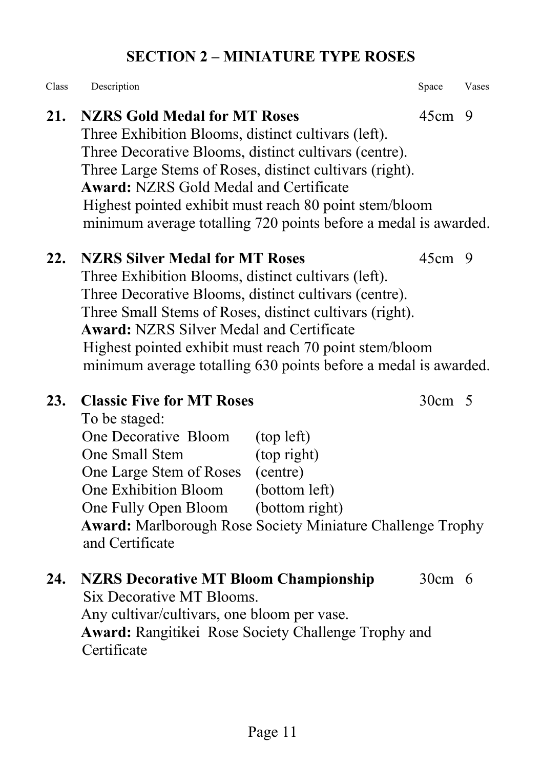## SECTION 2 – MINIATURE TYPE ROSES

| Class | Description | Space | Vases |
|---|---|---|---|
| **21.** | **NZRS Gold Medal for MT Roses** | 45cm | 9 |

Three Exhibition Blooms, distinct cultivars (left).
Three Decorative Blooms, distinct cultivars (centre).
Three Large Stems of Roses, distinct cultivars (right).
**Award:** NZRS Gold Medal and Certificate
Highest pointed exhibit must reach 80 point stem/bloom minimum average totalling 720 points before a medal is awarded.

| Class | Description | Space | Vases |
|---|---|---|---|
| **22.** | **NZRS Silver Medal for MT Roses** | 45cm | 9 |

Three Exhibition Blooms, distinct cultivars (left).
Three Decorative Blooms, distinct cultivars (centre).
Three Small Stems of Roses, distinct cultivars (right).
**Award:** NZRS Silver Medal and Certificate
Highest pointed exhibit must reach 70 point stem/bloom minimum average totalling 630 points before a medal is awarded.

| Class | Description | Space | Vases |
|---|---|---|---|
| **23.** | **Classic Five for MT Roses** | 30cm | 5 |

To be staged:

| | |
|---|---|
| One Decorative Bloom | (top left) |
| One Small Stem | (top right) |
| One Large Stem of Roses | (centre) |
| One Exhibition Bloom | (bottom left) |
| One Fully Open Bloom | (bottom right) |

**Award:** Marlborough Rose Society Miniature Challenge Trophy and Certificate

| Class | Description | Space | Vases |
|---|---|---|---|
| **24.** | **NZRS Decorative MT Bloom Championship** | 30cm | 6 |

Six Decorative MT Blooms.
Any cultivar/cultivars, one bloom per vase.
**Award:** Rangitikei Rose Society Challenge Trophy and Certificate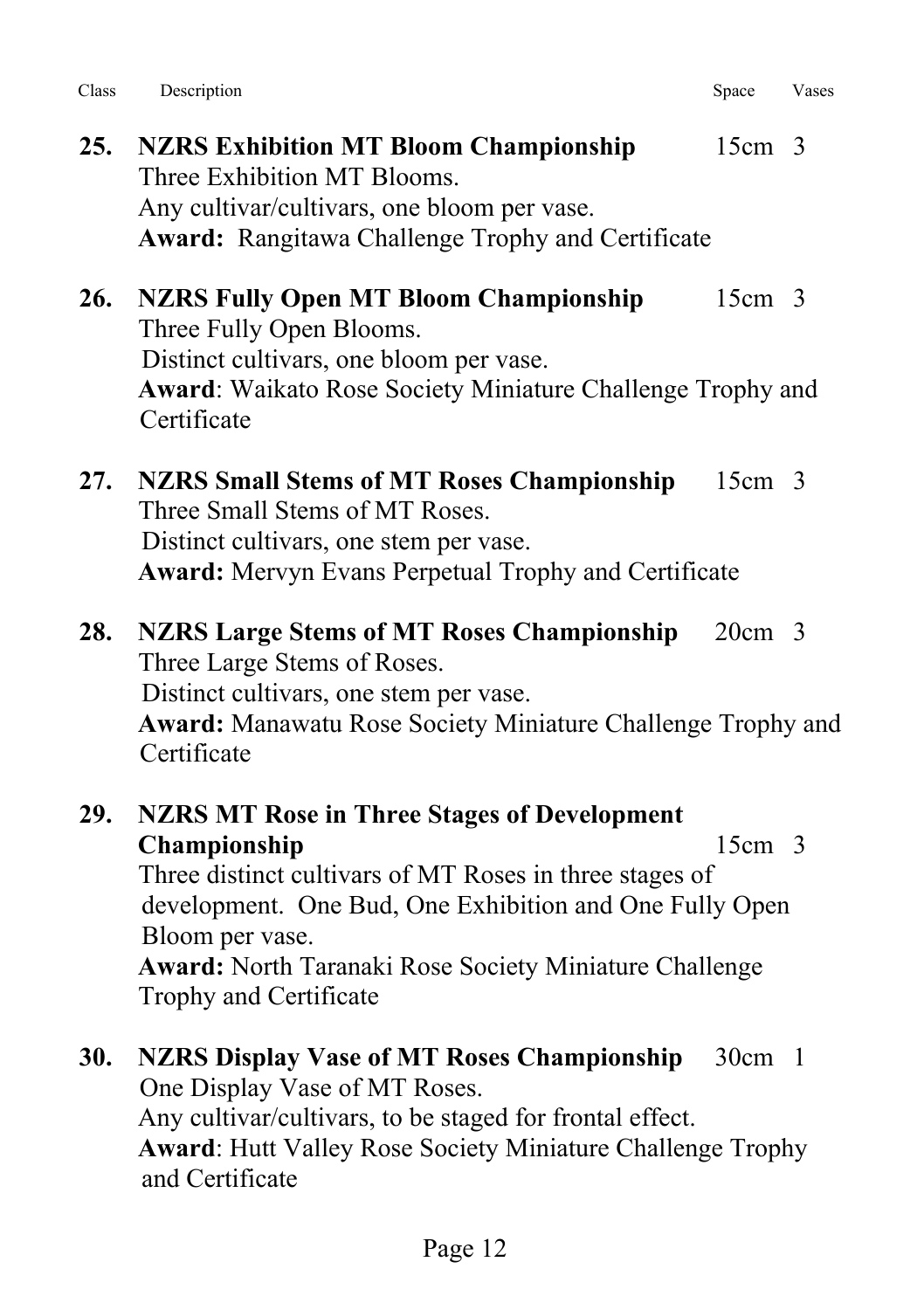| Class | Description | Space | Vases |
|---|---|---|---|

**25. NZRS Exhibition MT Bloom Championship** 15cm 3
Three Exhibition MT Blooms.
Any cultivar/cultivars, one bloom per vase.
**Award:** Rangitawa Challenge Trophy and Certificate

**26. NZRS Fully Open MT Bloom Championship** 15cm 3
Three Fully Open Blooms.
Distinct cultivars, one bloom per vase.
**Award**: Waikato Rose Society Miniature Challenge Trophy and Certificate

**27. NZRS Small Stems of MT Roses Championship** 15cm 3
Three Small Stems of MT Roses.
Distinct cultivars, one stem per vase.
**Award:** Mervyn Evans Perpetual Trophy and Certificate

**28. NZRS Large Stems of MT Roses Championship** 20cm 3
Three Large Stems of Roses.
Distinct cultivars, one stem per vase.
**Award:** Manawatu Rose Society Miniature Challenge Trophy and Certificate

**29. NZRS MT Rose in Three Stages of Development Championship** 15cm 3
Three distinct cultivars of MT Roses in three stages of development. One Bud, One Exhibition and One Fully Open Bloom per vase.
**Award:** North Taranaki Rose Society Miniature Challenge Trophy and Certificate

**30. NZRS Display Vase of MT Roses Championship** 30cm 1
One Display Vase of MT Roses.
Any cultivar/cultivars, to be staged for frontal effect.
**Award**: Hutt Valley Rose Society Miniature Challenge Trophy and Certificate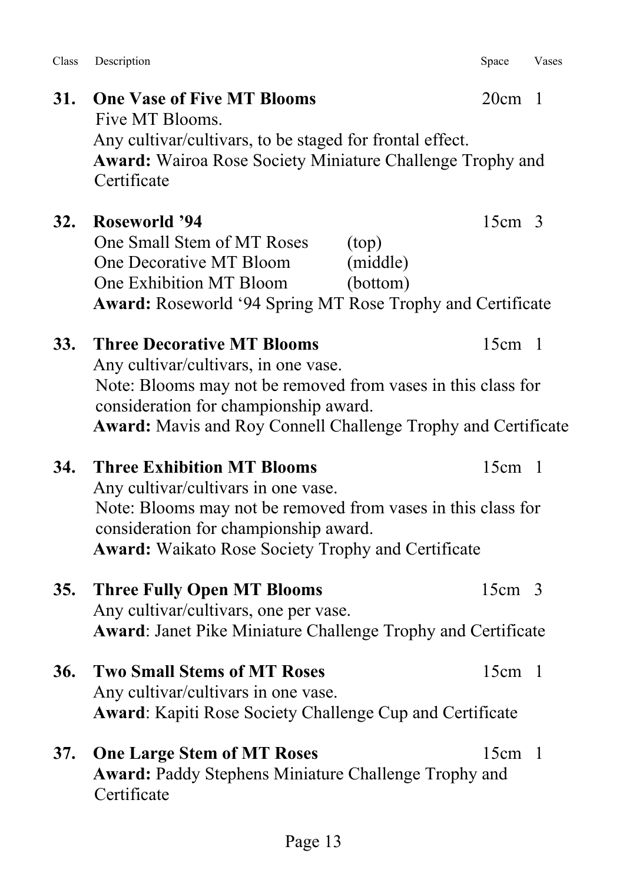Class Description Space Vases

**31. One Vase of Five MT Blooms** 20cm 1

Five MT Blooms.
Any cultivar/cultivars, to be staged for frontal effect.
**Award:** Wairoa Rose Society Miniature Challenge Trophy and Certificate

**32. Roseworld '94** 15cm 3

One Small Stem of MT Roses (top)
One Decorative MT Bloom (middle)
One Exhibition MT Bloom (bottom)
**Award:** Roseworld '94 Spring MT Rose Trophy and Certificate

**33. Three Decorative MT Blooms** 15cm 1

Any cultivar/cultivars, in one vase.
Note: Blooms may not be removed from vases in this class for consideration for championship award.
**Award:** Mavis and Roy Connell Challenge Trophy and Certificate

**34. Three Exhibition MT Blooms** 15cm 1

Any cultivar/cultivars in one vase.
Note: Blooms may not be removed from vases in this class for consideration for championship award.
**Award:** Waikato Rose Society Trophy and Certificate

**35. Three Fully Open MT Blooms** 15cm 3

Any cultivar/cultivars, one per vase.
**Award**: Janet Pike Miniature Challenge Trophy and Certificate

**36. Two Small Stems of MT Roses** 15cm 1

Any cultivar/cultivars in one vase.
**Award**: Kapiti Rose Society Challenge Cup and Certificate

**37. One Large Stem of MT Roses** 15cm 1

**Award:** Paddy Stephens Miniature Challenge Trophy and Certificate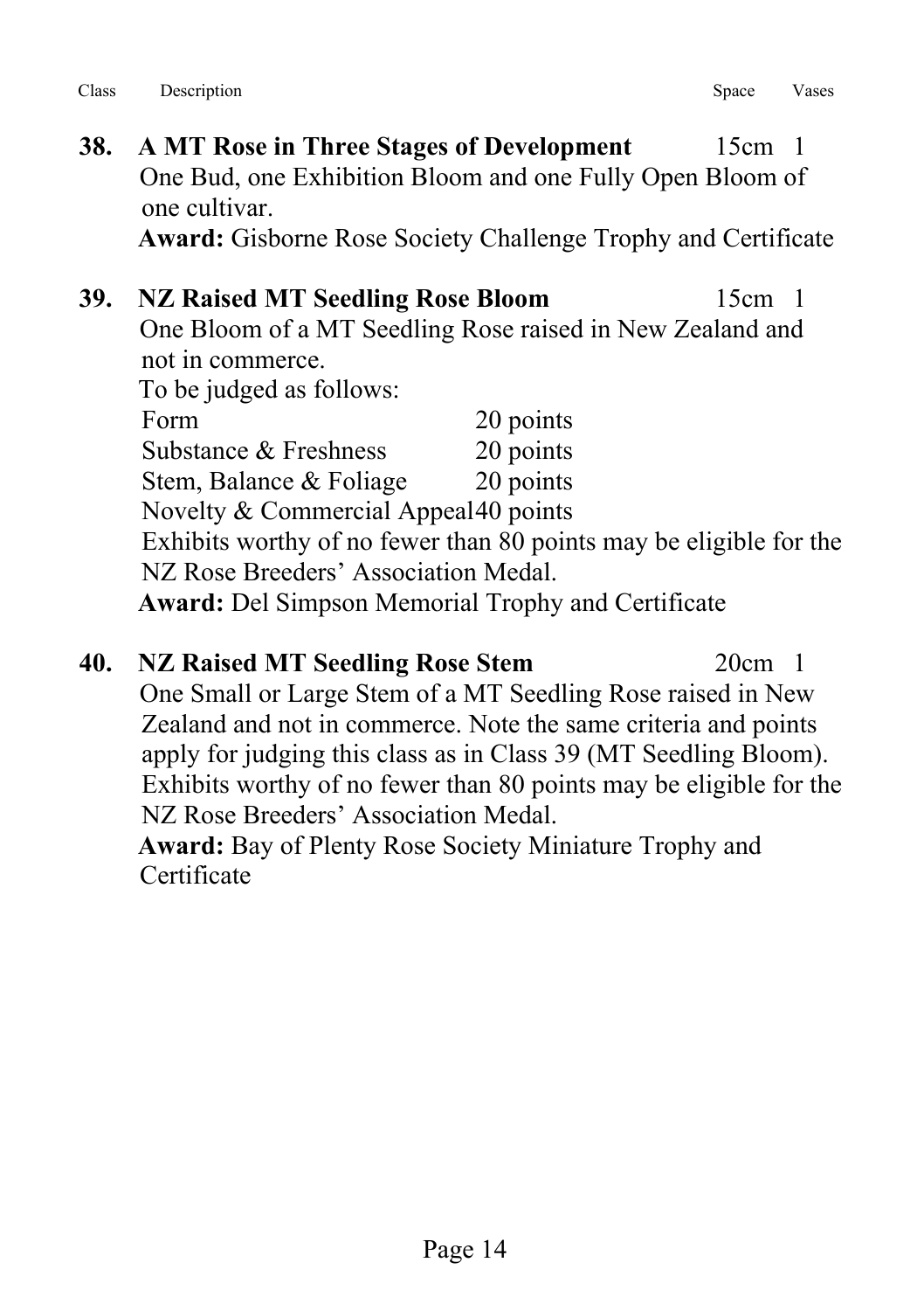| Class | Description | Space | Vases |
|---|---|---|---|

**38. A MT Rose in Three Stages of Development** 15cm 1

One Bud, one Exhibition Bloom and one Fully Open Bloom of one cultivar.

**Award:** Gisborne Rose Society Challenge Trophy and Certificate

**39. NZ Raised MT Seedling Rose Bloom** 15cm 1

One Bloom of a MT Seedling Rose raised in New Zealand and not in commerce.

To be judged as follows:

| | |
|---|---|
| Form | 20 points |
| Substance & Freshness | 20 points |
| Stem, Balance & Foliage | 20 points |
| Novelty & Commercial Appeal | 40 points |

Exhibits worthy of no fewer than 80 points may be eligible for the NZ Rose Breeders' Association Medal.

**Award:** Del Simpson Memorial Trophy and Certificate

**40. NZ Raised MT Seedling Rose Stem** 20cm 1

One Small or Large Stem of a MT Seedling Rose raised in New Zealand and not in commerce. Note the same criteria and points apply for judging this class as in Class 39 (MT Seedling Bloom). Exhibits worthy of no fewer than 80 points may be eligible for the NZ Rose Breeders' Association Medal.

**Award:** Bay of Plenty Rose Society Miniature Trophy and Certificate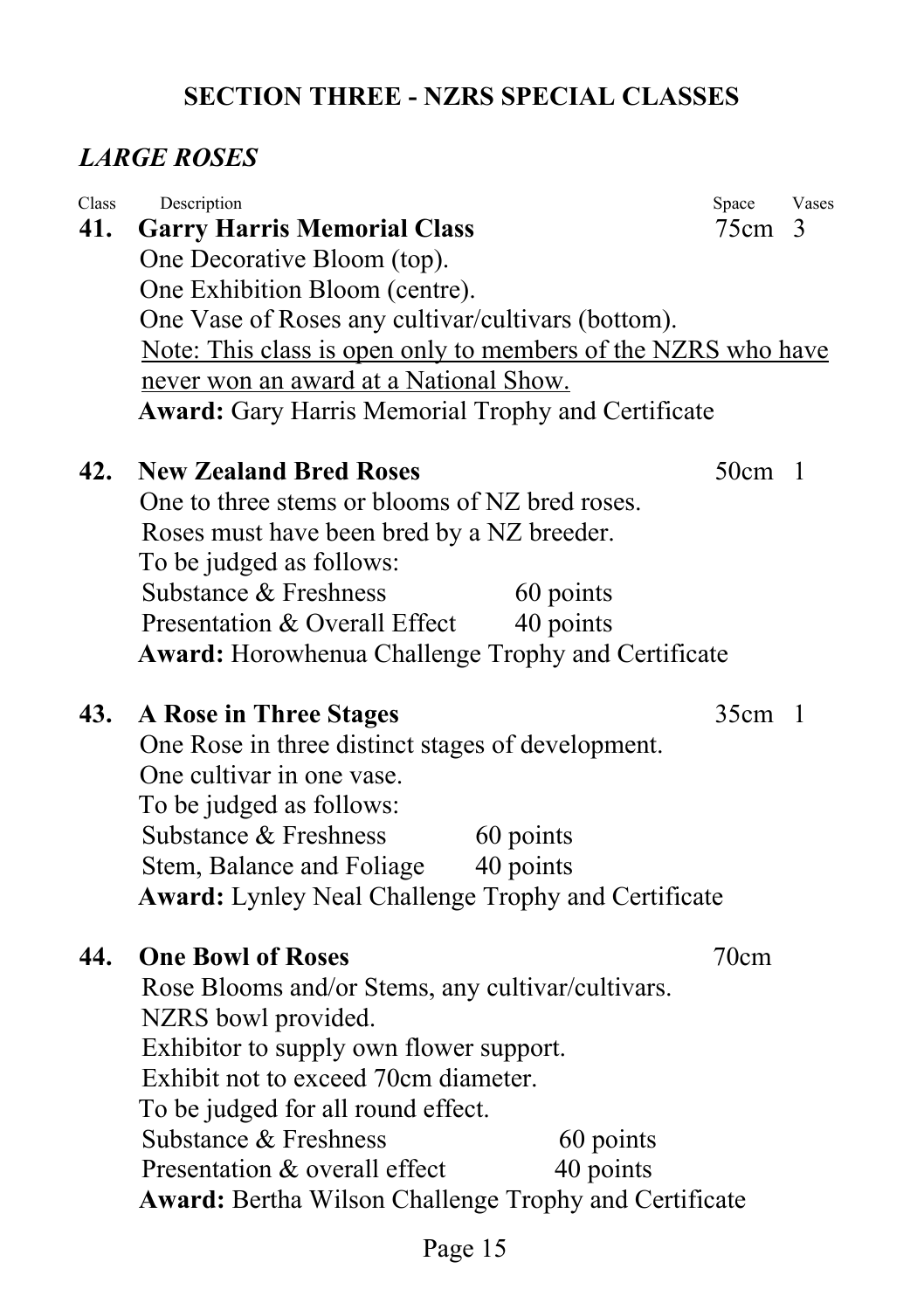## SECTION THREE - NZRS SPECIAL CLASSES

### *LARGE ROSES*

| Class | Description | Space | Vases |
|---|---|---|---|

**41. Garry Harris Memorial Class** — 75cm — 3

One Decorative Bloom (top).
One Exhibition Bloom (centre).
One Vase of Roses any cultivar/cultivars (bottom).
<u>Note: This class is open only to members of the NZRS who have never won an award at a National Show.</u>
**Award:** Gary Harris Memorial Trophy and Certificate

**42. New Zealand Bred Roses** — 50cm — 1

One to three stems or blooms of NZ bred roses.
Roses must have been bred by a NZ breeder.
To be judged as follows:

| | |
|---|---|
| Substance & Freshness | 60 points |
| Presentation & Overall Effect | 40 points |

**Award:** Horowhenua Challenge Trophy and Certificate

**43. A Rose in Three Stages** — 35cm — 1

One Rose in three distinct stages of development.
One cultivar in one vase.
To be judged as follows:

| | |
|---|---|
| Substance & Freshness | 60 points |
| Stem, Balance and Foliage | 40 points |

**Award:** Lynley Neal Challenge Trophy and Certificate

**44. One Bowl of Roses** — 70cm

Rose Blooms and/or Stems, any cultivar/cultivars.
NZRS bowl provided.
Exhibitor to supply own flower support.
Exhibit not to exceed 70cm diameter.
To be judged for all round effect.

| | |
|---|---|
| Substance & Freshness | 60 points |
| Presentation & overall effect | 40 points |

**Award:** Bertha Wilson Challenge Trophy and Certificate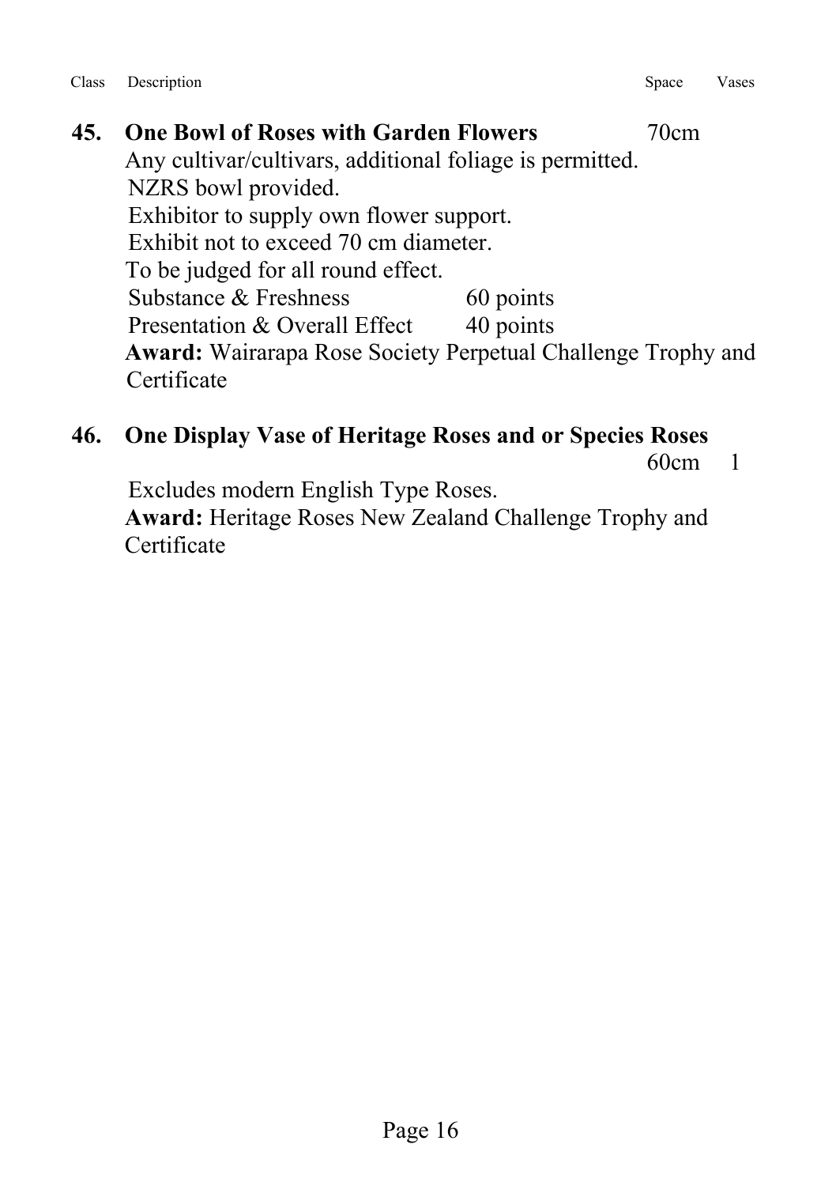| Class | Description | Space | Vases |
|---|---|---|---|
| **45.** | **One Bowl of Roses with Garden Flowers** | 70cm | |

Any cultivar/cultivars, additional foliage is permitted.
NZRS bowl provided.
Exhibitor to supply own flower support.
Exhibit not to exceed 70 cm diameter.
To be judged for all round effect.

| | |
|---|---|
| Substance & Freshness | 60 points |
| Presentation & Overall Effect | 40 points |

**Award:** Wairarapa Rose Society Perpetual Challenge Trophy and Certificate

| Class | Description | Space | Vases |
|---|---|---|---|
| **46.** | **One Display Vase of Heritage Roses and or Species Roses** | 60cm | 1 |

Excludes modern English Type Roses.
**Award:** Heritage Roses New Zealand Challenge Trophy and Certificate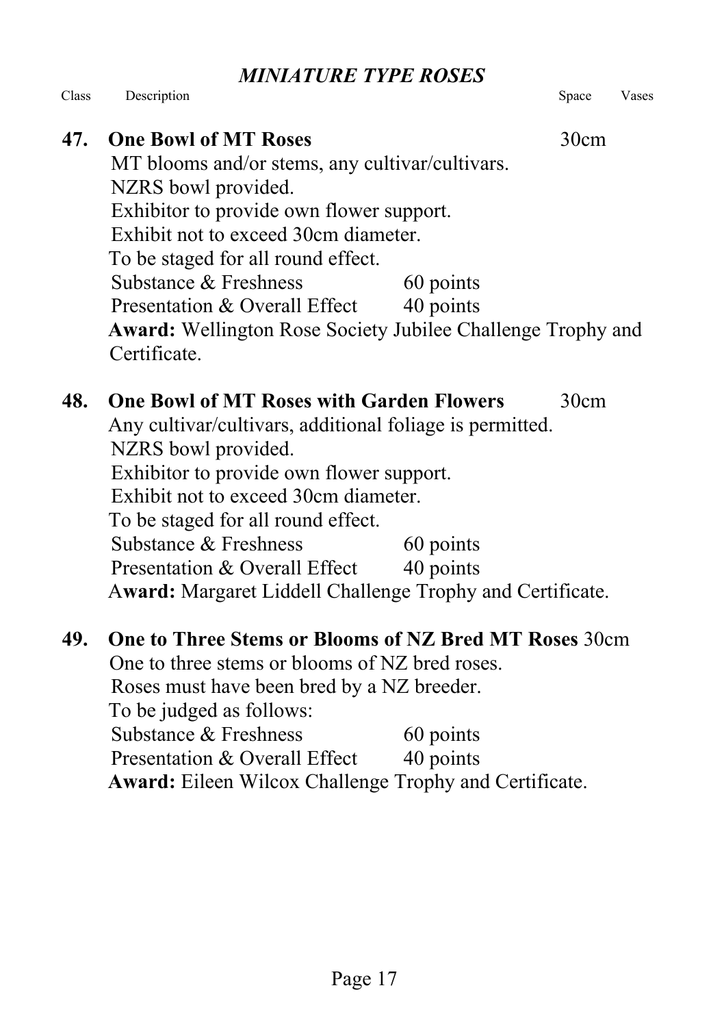## *MINIATURE TYPE ROSES*

Class Description Space Vases

**47. One Bowl of MT Roses** 30cm

MT blooms and/or stems, any cultivar/cultivars.
NZRS bowl provided.
Exhibitor to provide own flower support.
Exhibit not to exceed 30cm diameter.
To be staged for all round effect.

| | |
|---|---|
| Substance & Freshness | 60 points |
| Presentation & Overall Effect | 40 points |

**Award:** Wellington Rose Society Jubilee Challenge Trophy and Certificate.

**48. One Bowl of MT Roses with Garden Flowers** 30cm

Any cultivar/cultivars, additional foliage is permitted.
NZRS bowl provided.
Exhibitor to provide own flower support.
Exhibit not to exceed 30cm diameter.
To be staged for all round effect.

| | |
|---|---|
| Substance & Freshness | 60 points |
| Presentation & Overall Effect | 40 points |

**Award:** Margaret Liddell Challenge Trophy and Certificate.

**49. One to Three Stems or Blooms of NZ Bred MT Roses** 30cm

One to three stems or blooms of NZ bred roses.
Roses must have been bred by a NZ breeder.
To be judged as follows:

| | |
|---|---|
| Substance & Freshness | 60 points |
| Presentation & Overall Effect | 40 points |

**Award:** Eileen Wilcox Challenge Trophy and Certificate.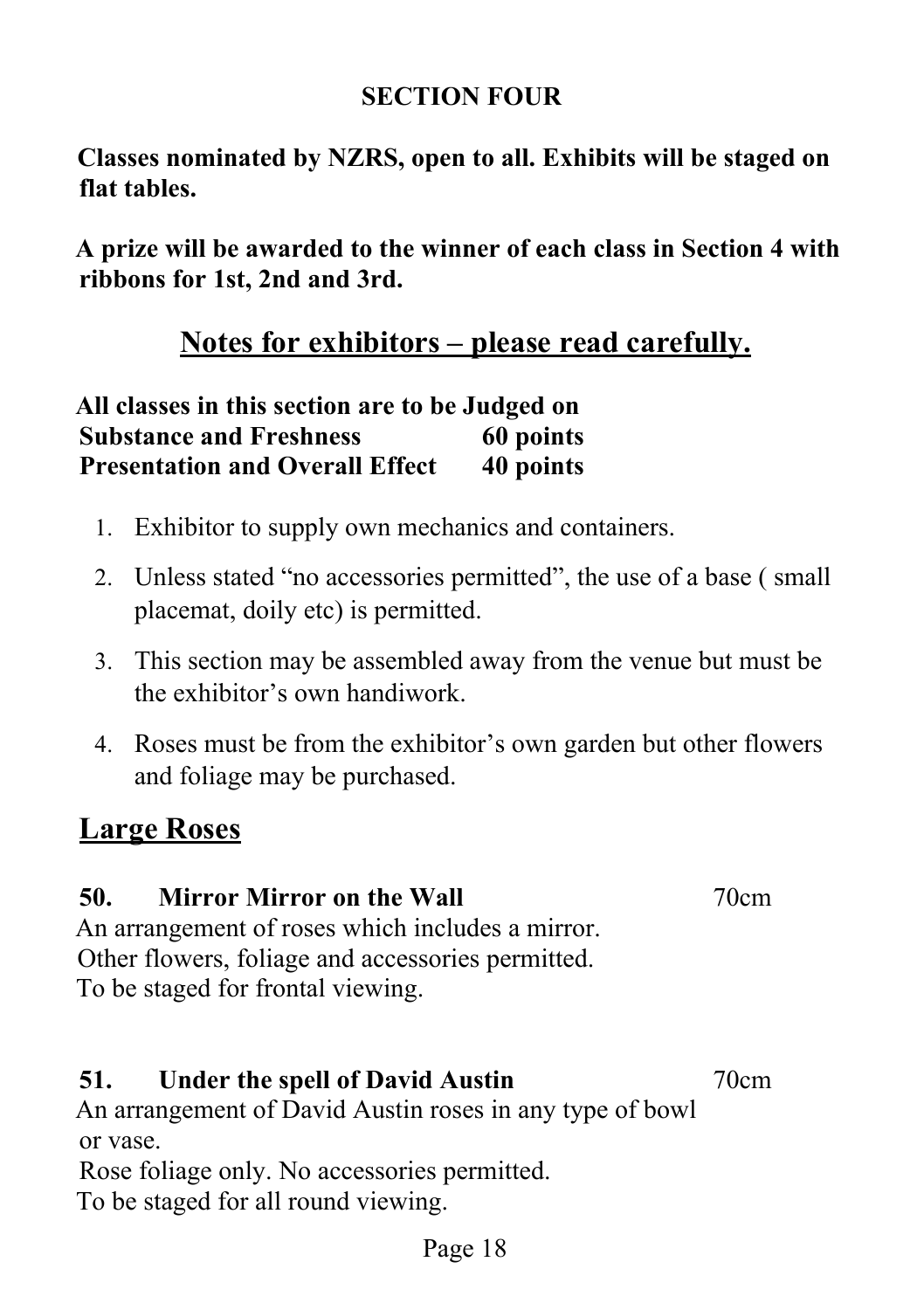## SECTION FOUR

**Classes nominated by NZRS, open to all. Exhibits will be staged on flat tables.**

**A prize will be awarded to the winner of each class in Section 4 with ribbons for 1st, 2nd and 3rd.**

## Notes for exhibitors – please read carefully.

**All classes in this section are to be Judged on**
**Substance and Freshness 60 points**
**Presentation and Overall Effect 40 points**

1. Exhibitor to supply own mechanics and containers.
2. Unless stated "no accessories permitted", the use of a base ( small placemat, doily etc) is permitted.
3. This section may be assembled away from the venue but must be the exhibitor's own handiwork.
4. Roses must be from the exhibitor's own garden but other flowers and foliage may be purchased.

## Large Roses

**50. Mirror Mirror on the Wall** 70cm
An arrangement of roses which includes a mirror.
Other flowers, foliage and accessories permitted.
To be staged for frontal viewing.

**51. Under the spell of David Austin** 70cm
An arrangement of David Austin roses in any type of bowl or vase.
Rose foliage only. No accessories permitted.
To be staged for all round viewing.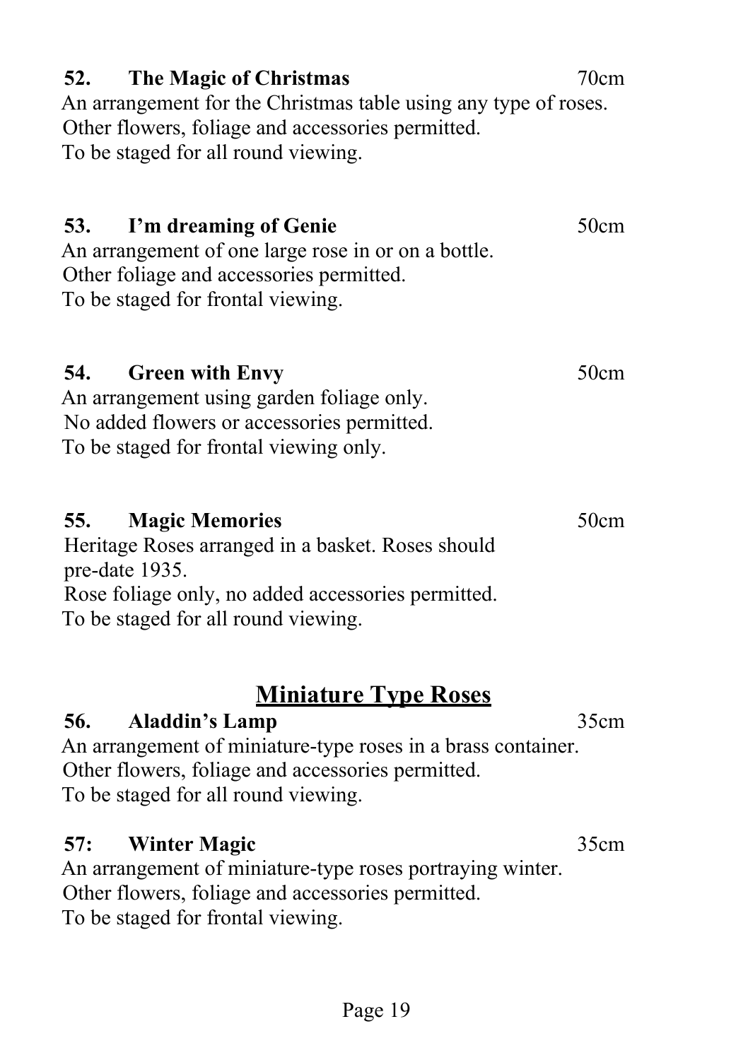**52. The Magic of Christmas** 70cm

An arrangement for the Christmas table using any type of roses.
Other flowers, foliage and accessories permitted.
To be staged for all round viewing.

**53. I'm dreaming of Genie** 50cm

An arrangement of one large rose in or on a bottle.
Other foliage and accessories permitted.
To be staged for frontal viewing.

**54. Green with Envy** 50cm

An arrangement using garden foliage only.
No added flowers or accessories permitted.
To be staged for frontal viewing only.

**55. Magic Memories** 50cm

Heritage Roses arranged in a basket. Roses should pre-date 1935.
Rose foliage only, no added accessories permitted.
To be staged for all round viewing.

## Miniature Type Roses

**56. Aladdin's Lamp** 35cm

An arrangement of miniature-type roses in a brass container.
Other flowers, foliage and accessories permitted.
To be staged for all round viewing.

**57: Winter Magic** 35cm

An arrangement of miniature-type roses portraying winter.
Other flowers, foliage and accessories permitted.
To be staged for frontal viewing.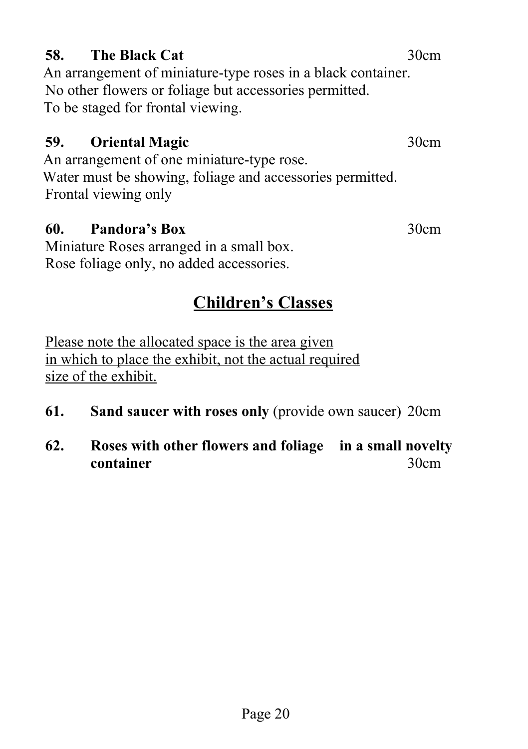**58. The Black Cat** 30cm

An arrangement of miniature-type roses in a black container.
No other flowers or foliage but accessories permitted.
To be staged for frontal viewing.

**59. Oriental Magic** 30cm

An arrangement of one miniature-type rose.
Water must be showing, foliage and accessories permitted.
Frontal viewing only

**60. Pandora's Box** 30cm

Miniature Roses arranged in a small box.
Rose foliage only, no added accessories.

## Children's Classes

Please note the allocated space is the area given in which to place the exhibit, not the actual required size of the exhibit.

**61. Sand saucer with roses only** (provide own saucer) 20cm

**62. Roses with other flowers and foliage in a small novelty container** 30cm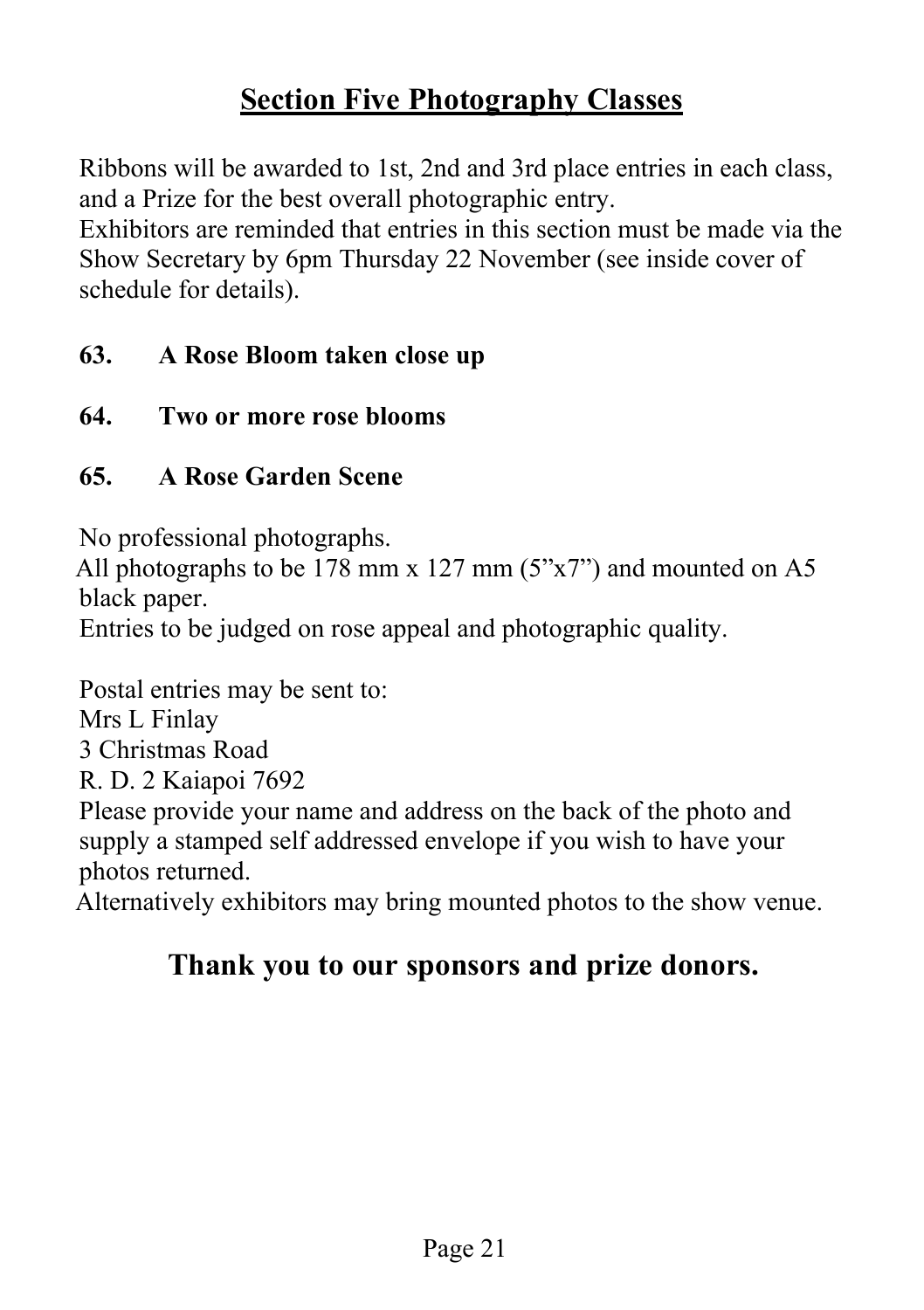## Section Five Photography Classes

Ribbons will be awarded to 1st, 2nd and 3rd place entries in each class, and a Prize for the best overall photographic entry.
Exhibitors are reminded that entries in this section must be made via the Show Secretary by 6pm Thursday 22 November (see inside cover of schedule for details).

**63. A Rose Bloom taken close up**

**64. Two or more rose blooms**

**65. A Rose Garden Scene**

No professional photographs.
All photographs to be 178 mm x 127 mm (5”x7”) and mounted on A5 black paper.
Entries to be judged on rose appeal and photographic quality.

Postal entries may be sent to:
Mrs L Finlay
3 Christmas Road
R. D. 2 Kaiapoi 7692
Please provide your name and address on the back of the photo and supply a stamped self addressed envelope if you wish to have your photos returned.
Alternatively exhibitors may bring mounted photos to the show venue.

**Thank you to our sponsors and prize donors.**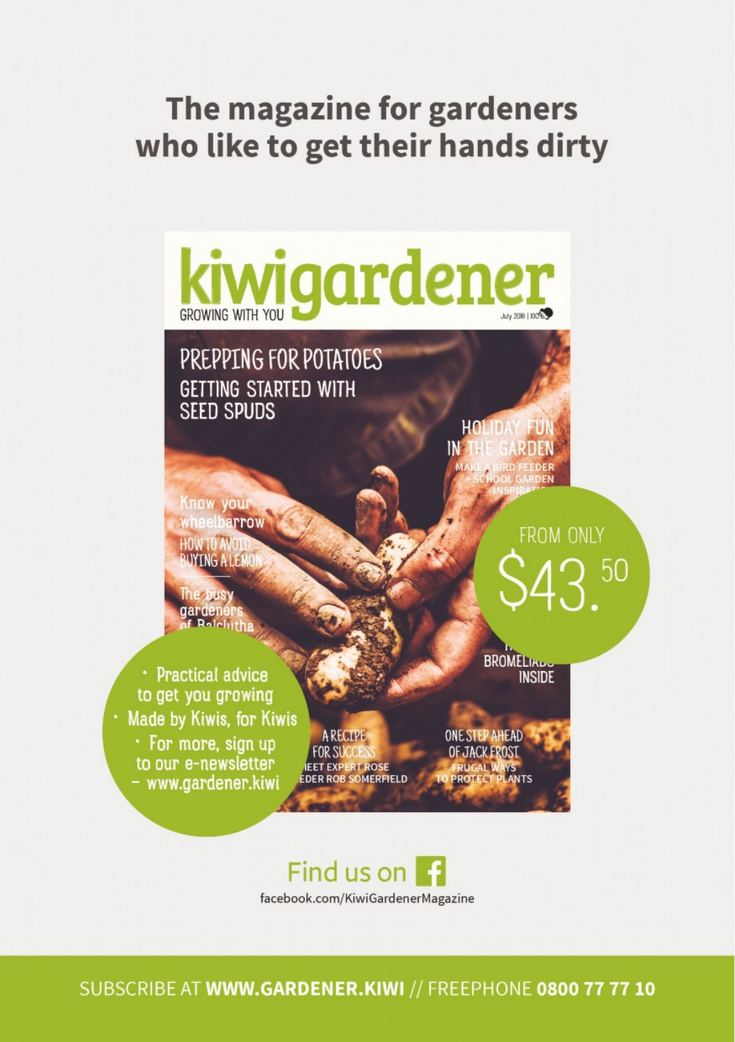# The magazine for gardeners who like to get their hands dirty

kiwigardener

GROWING WITH YOU

July 2018

PREPPING FOR POTATOES

GETTING STARTED WITH SEED SPUDS

HOLIDAY FUN IN THE GARDEN

MAKE A BIRD FEEDER + SCHOOL GARDEN INSPIRATION

Know your wheelbarrow

HOW TO AVOID BUYING A LEMON

The busy gardeners of Balclutha

BROMELIADS INSIDE

A RECIPE FOR SUCCESS

MEET EXPERT ROSE BREEDER ROB SOMERFIELD

ONE STEP AHEAD OF JACK FROST

FRUGAL WAYS TO PROTECT PLANTS

FROM ONLY $43.50

- Practical advice to get you growing
- Made by Kiwis, for Kiwis
- For more, sign up to our e-newsletter – www.gardener.kiwi

Find us on Facebook

facebook.com/KiwiGardenerMagazine

SUBSCRIBE AT **WWW.GARDENER.KIWI** // FREEPHONE **0800 77 77 10**